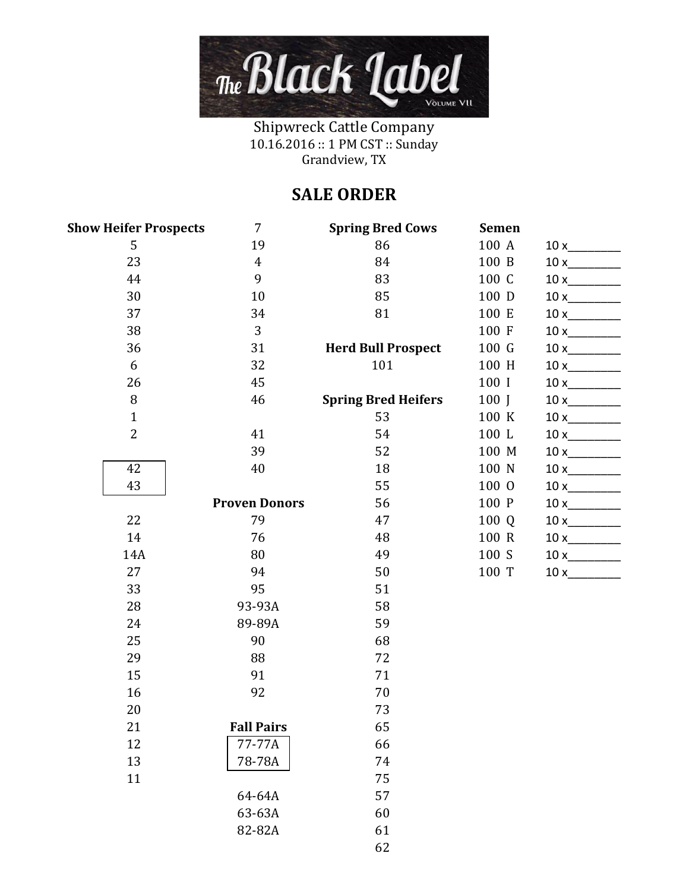**The Black Label**
Volume VII

Shipwreck Cattle Company
10.16.2016 :: 1 PM CST :: Sunday
Grandview, TX

## SALE ORDER

**Show Heifer Prospects**

5
23
44
30
37
38
36
6
26
8
1
2

42
43

22
14
14A
27
33
28
24
25
29
15
16
20
21
12
13
11
7
19
4
9
10
34
3
31
32
45
46

41
39
40

**Proven Donors**

79
76
80
94
95
93-93A
89-89A
90
88
91
92

**Fall Pairs**

77-77A
78-78A

64-64A
63-63A
82-82A

**Spring Bred Cows**

86
84
83
85
81

**Herd Bull Prospect**

101

**Spring Bred Heifers**

53
54
52
18
55
56
47
48
49
50
51
58
59
68
72
71
70
73
65
66
74
75
57
60
61
62

**Semen**

| Lot | Quantity |
|---|---|
| 100 A | 10 x_________ |
| 100 B | 10 x_________ |
| 100 C | 10 x_________ |
| 100 D | 10 x_________ |
| 100 E | 10 x_________ |
| 100 F | 10 x_________ |
| 100 G | 10 x_________ |
| 100 H | 10 x_________ |
| 100 I | 10 x_________ |
| 100 J | 10 x_________ |
| 100 K | 10 x_________ |
| 100 L | 10 x_________ |
| 100 M | 10 x_________ |
| 100 N | 10 x_________ |
| 100 O | 10 x_________ |
| 100 P | 10 x_________ |
| 100 Q | 10 x_________ |
| 100 R | 10 x_________ |
| 100 S | 10 x_________ |
| 100 T | 10 x_________ |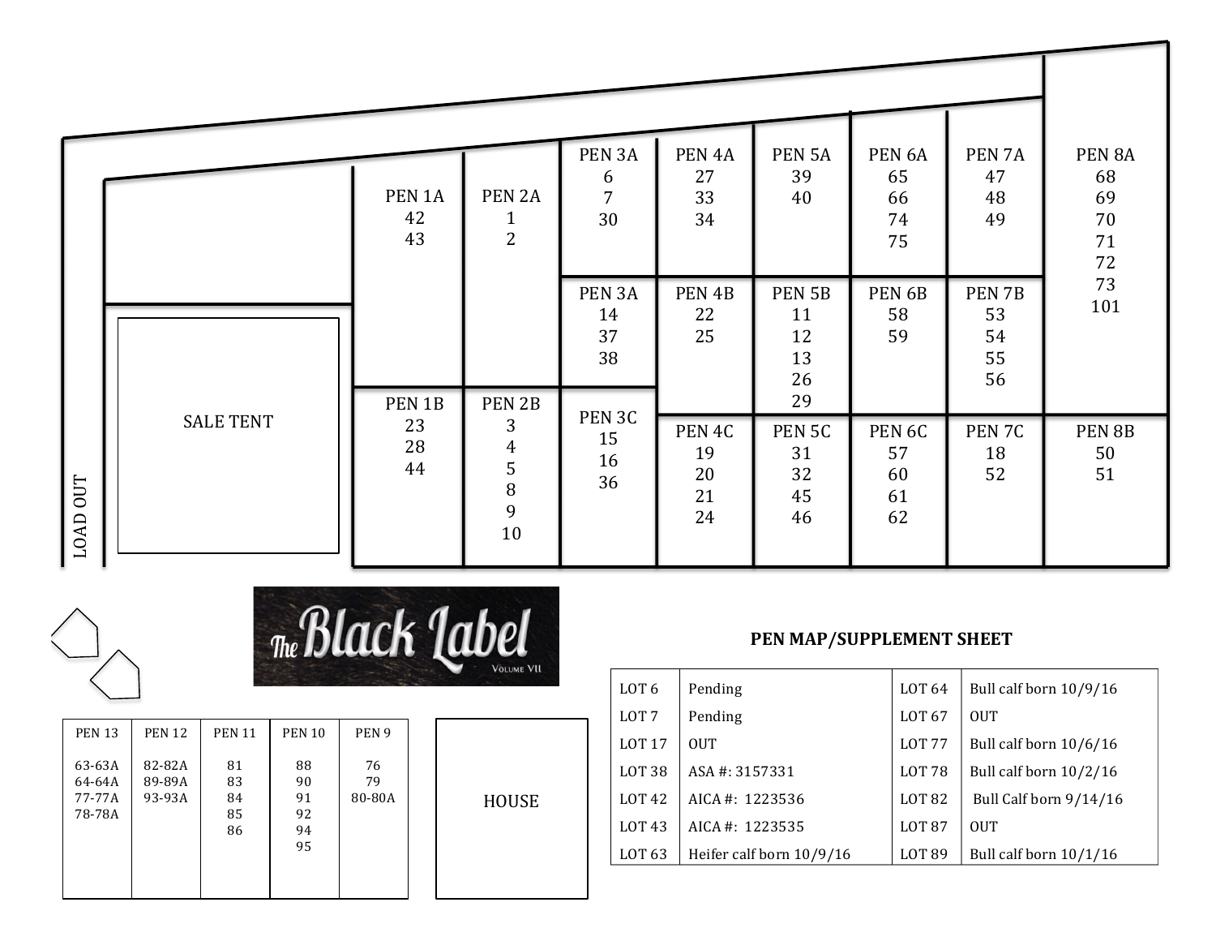# PEN MAP/SUPPLEMENT SHEET

The Black Label
Volume VII

PEN 1A
42
43

PEN 2A
1
2

PEN 3A
6
7
30

PEN 4A
27
33
34

PEN 5A
39
40

PEN 6A
65
66
74
75

PEN 7A
47
48
49

PEN 8A
68
69
70
71
72
73
101

PEN 3A
14
37
38

PEN 4B
22
25

PEN 5B
11
12
13
26
29

PEN 6B
58
59

PEN 7B
53
54
55
56

PEN 1B
23
28
44

PEN 2B
3
4
5
8
9
10

PEN 3C
15
16
36

PEN 4C
19
20
21
24

PEN 5C
31
32
45
46

PEN 6C
57
60
61
62

PEN 7C
18
52

PEN 8B
50
51

SALE TENT

LOAD OUT

HOUSE

| PEN 13 | PEN 12 | PEN 11 | PEN 10 | PEN 9 |
|---|---|---|---|---|
| 63-63A<br>64-64A<br>77-77A<br>78-78A | 82-82A<br>89-89A<br>93-93A | 81<br>83<br>84<br>85<br>86 | 88<br>90<br>91<br>92<br>94<br>95 | 76<br>79<br>80-80A |

| | | | |
|---|---|---|---|
| LOT 6 | Pending | LOT 64 | Bull calf born 10/9/16 |
| LOT 7 | Pending | LOT 67 | OUT |
| LOT 17 | OUT | LOT 77 | Bull calf born 10/6/16 |
| LOT 38 | ASA #: 3157331 | LOT 78 | Bull calf born 10/2/16 |
| LOT 42 | AICA #: 1223536 | LOT 82 | Bull Calf born 9/14/16 |
| LOT 43 | AICA #: 1223535 | LOT 87 | OUT |
| LOT 63 | Heifer calf born 10/9/16 | LOT 89 | Bull calf born 10/1/16 |